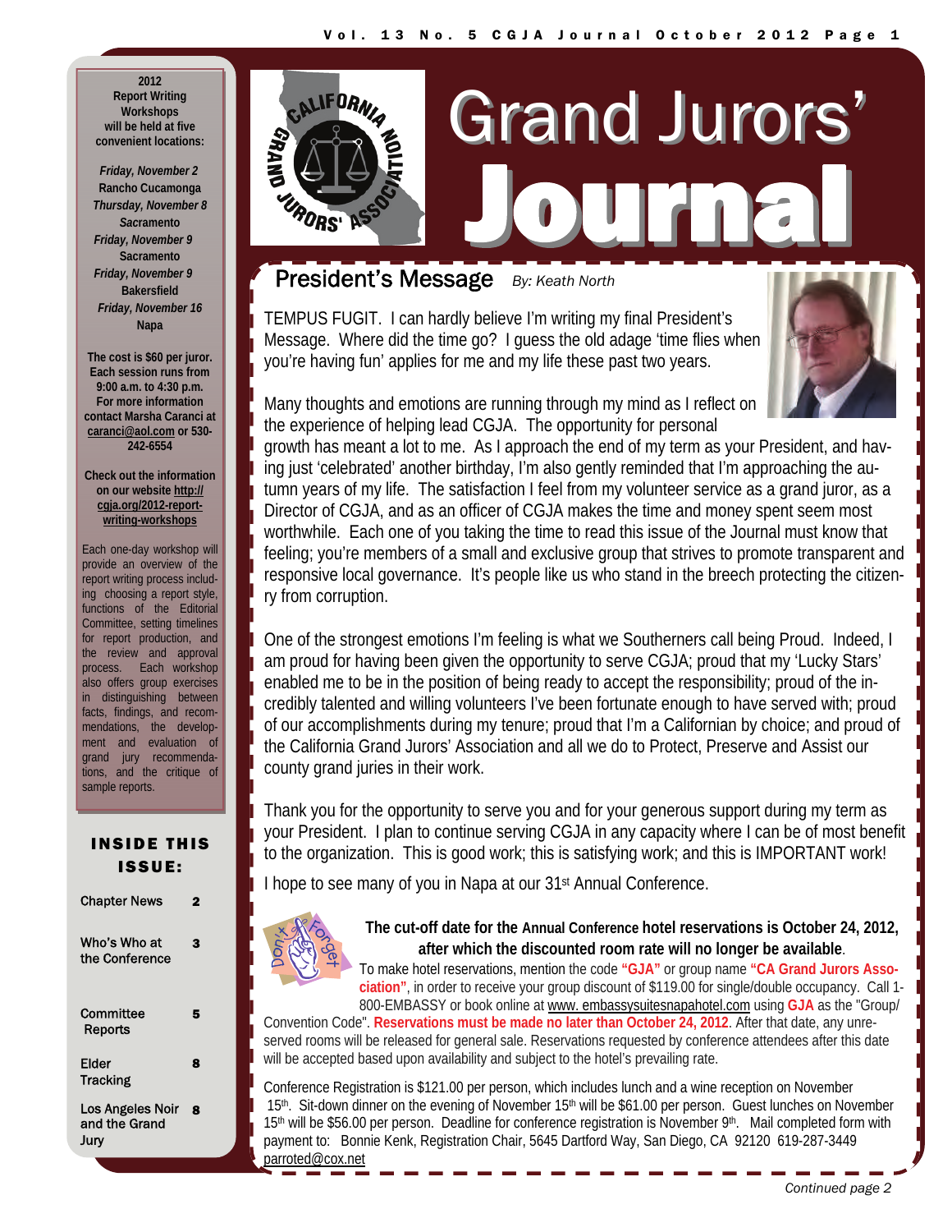# Grand Jurors' Journal

## President's Message

*By: Keath North*

TEMPUS FUGIT. I can hardly believe I'm writing my final President's Message. Where did the time go? I guess the old adage 'time flies when you're having fun' applies for me and my life these past two years.

Many thoughts and emotions are running through my mind as I reflect on the experience of helping lead CGJA. The opportunity for personal growth has meant a lot to me. As I approach the end of my term as your President, and having just 'celebrated' another birthday, I'm also gently reminded that I'm approaching the autumn years of my life. The satisfaction I feel from my volunteer service as a grand juror, as a Director of CGJA, and as an officer of CGJA makes the time and money spent seem most worthwhile. Each one of you taking the time to read this issue of the Journal must know that feeling; you're members of a small and exclusive group that strives to promote transparent and responsive local governance. It's people like us who stand in the breech protecting the citizenry from corruption.

One of the strongest emotions I'm feeling is what we Southerners call being Proud. Indeed, I am proud for having been given the opportunity to serve CGJA; proud that my 'Lucky Stars' enabled me to be in the position of being ready to accept the responsibility; proud of the incredibly talented and willing volunteers I've been fortunate enough to have served with; proud of our accomplishments during my tenure; proud that I'm a Californian by choice; and proud of the California Grand Jurors' Association and all we do to Protect, Preserve and Assist our county grand juries in their work.

Thank you for the opportunity to serve you and for your generous support during my term as your President. I plan to continue serving CGJA in any capacity where I can be of most benefit to the organization. This is good work; this is satisfying work; and this is IMPORTANT work!

I hope to see many of you in Napa at our 31st Annual Conference.

**The cut-off date for the Annual Conference hotel reservations is October 24, 2012, after which the discounted room rate will no longer be available.**

To make hotel reservations, mention the code **"GJA"** or group name **"CA Grand Jurors Association"**, in order to receive your group discount of $119.00 for single/double occupancy. Call 1-800-EMBASSY or book online at www. embassysuitesnapahotel.com using **GJA** as the "Group/ Convention Code". **Reservations must be made no later than October 24, 2012**. After that date, any unreserved rooms will be released for general sale. Reservations requested by conference attendees after this date will be accepted based upon availability and subject to the hotel's prevailing rate.

Conference Registration is $121.00 per person, which includes lunch and a wine reception on November 15th. Sit-down dinner on the evening of November 15th will be $61.00 per person. Guest lunches on November 15th will be $56.00 per person. Deadline for conference registration is November 9th. Mail completed form with payment to: Bonnie Kenk, Registration Chair, 5645 Dartford Way, San Diego, CA 92120 619-287-3449 parroted@cox.net

*Continued page 2*

---

**2012 Report Writing Workshops will be held at five convenient locations:**

*Friday, November 2*
**Rancho Cucamonga**
*Thursday, November 8*
**Sacramento**
*Friday, November 9*
**Sacramento**
*Friday, November 9*
**Bakersfield**
*Friday, November 16*
**Napa**

**The cost is $60 per juror. Each session runs from 9:00 a.m. to 4:30 p.m. For more information contact Marsha Caranci at caranci@aol.com or 530-242-6554**

**Check out the information on our website http://cgja.org/2012-report-writing-workshops**

Each one-day workshop will provide an overview of the report writing process including choosing a report style, functions of the Editorial Committee, setting timelines for report production, and the review and approval process. Each workshop also offers group exercises in distinguishing between facts, findings, and recommendations, the development and evaluation of grand jury recommendations, and the critique of sample reports.

### INSIDE THIS ISSUE:

| | |
|---|---|
| Chapter News | 2 |
| Who's Who at the Conference | 3 |
| Committee Reports | 5 |
| Elder Tracking | 8 |
| Los Angeles Noir and the Grand Jury | 8 |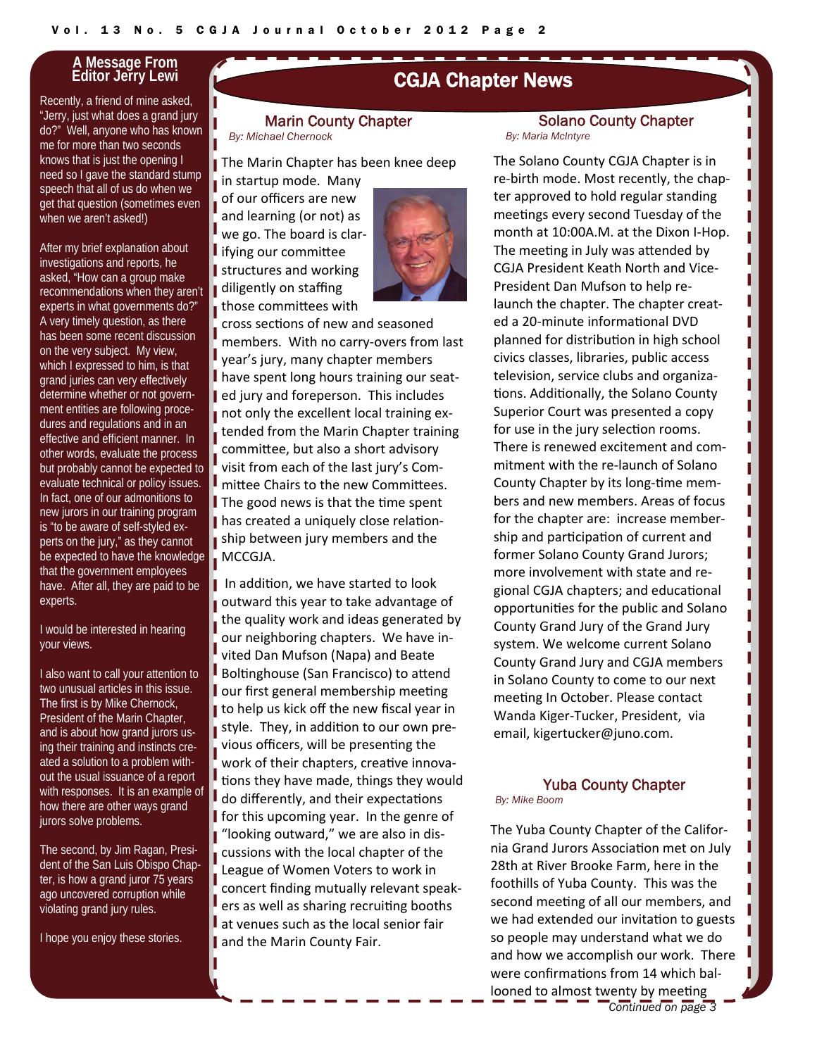## A Message From Editor Jerry Lewi

Recently, a friend of mine asked, "Jerry, just what does a grand jury do?" Well, anyone who has known me for more than two seconds knows that is just the opening I need so I gave the standard stump speech that all of us do when we get that question (sometimes even when we aren't asked!)

After my brief explanation about investigations and reports, he asked, "How can a group make recommendations when they aren't experts in what governments do?" A very timely question, as there has been some recent discussion on the very subject. My view, which I expressed to him, is that grand juries can very effectively determine whether or not government entities are following procedures and regulations and in an effective and efficient manner. In other words, evaluate the process but probably cannot be expected to evaluate technical or policy issues. In fact, one of our admonitions to new jurors in our training program is "to be aware of self-styled experts on the jury," as they cannot be expected to have the knowledge that the government employees have. After all, they are paid to be experts.

I would be interested in hearing your views.

I also want to call your attention to two unusual articles in this issue. The first is by Mike Chernock, President of the Marin Chapter, and is about how grand jurors using their training and instincts created a solution to a problem without the usual issuance of a report with responses. It is an example of how there are other ways grand jurors solve problems.

The second, by Jim Ragan, President of the San Luis Obispo Chapter, is how a grand juror 75 years ago uncovered corruption while violating grand jury rules.

I hope you enjoy these stories.

# CGJA Chapter News

## Marin County Chapter

*By: Michael Chernock*

The Marin Chapter has been knee deep in startup mode. Many of our officers are new and learning (or not) as we go. The board is clarifying our committee structures and working diligently on staffing those committees with cross sections of new and seasoned members. With no carry-overs from last year's jury, many chapter members have spent long hours training our seated jury and foreperson. This includes not only the excellent local training extended from the Marin Chapter training committee, but also a short advisory visit from each of the last jury's Committee Chairs to the new Committees. The good news is that the time spent has created a uniquely close relationship between jury members and the MCCGJA.

In addition, we have started to look outward this year to take advantage of the quality work and ideas generated by our neighboring chapters. We have invited Dan Mufson (Napa) and Beate Boltinghouse (San Francisco) to attend our first general membership meeting to help us kick off the new fiscal year in style. They, in addition to our own previous officers, will be presenting the work of their chapters, creative innovations they have made, things they would do differently, and their expectations for this upcoming year. In the genre of "looking outward," we are also in discussions with the local chapter of the League of Women Voters to work in concert finding mutually relevant speakers as well as sharing recruiting booths at venues such as the local senior fair and the Marin County Fair.

## Solano County Chapter

*By: Maria McIntyre*

The Solano County CGJA Chapter is in re-birth mode. Most recently, the chapter approved to hold regular standing meetings every second Tuesday of the month at 10:00A.M. at the Dixon I-Hop. The meeting in July was attended by CGJA President Keath North and Vice-President Dan Mufson to help relaunch the chapter. The chapter created a 20-minute informational DVD planned for distribution in high school civics classes, libraries, public access television, service clubs and organizations. Additionally, the Solano County Superior Court was presented a copy for use in the jury selection rooms. There is renewed excitement and commitment with the re-launch of Solano County Chapter by its long-time members and new members. Areas of focus for the chapter are: increase membership and participation of current and former Solano County Grand Jurors; more involvement with state and regional CGJA chapters; and educational opportunities for the public and Solano County Grand Jury of the Grand Jury system. We welcome current Solano County Grand Jury and CGJA members in Solano County to come to our next meeting In October. Please contact Wanda Kiger-Tucker, President, via email, kigertucker@juno.com.

## Yuba County Chapter

*By: Mike Boom*

The Yuba County Chapter of the California Grand Jurors Association met on July 28th at River Brooke Farm, here in the foothills of Yuba County. This was the second meeting of all our members, and we had extended our invitation to guests so people may understand what we do and how we accomplish our work. There were confirmations from 14 which ballooned to almost twenty by meeting

*Continued on page 3*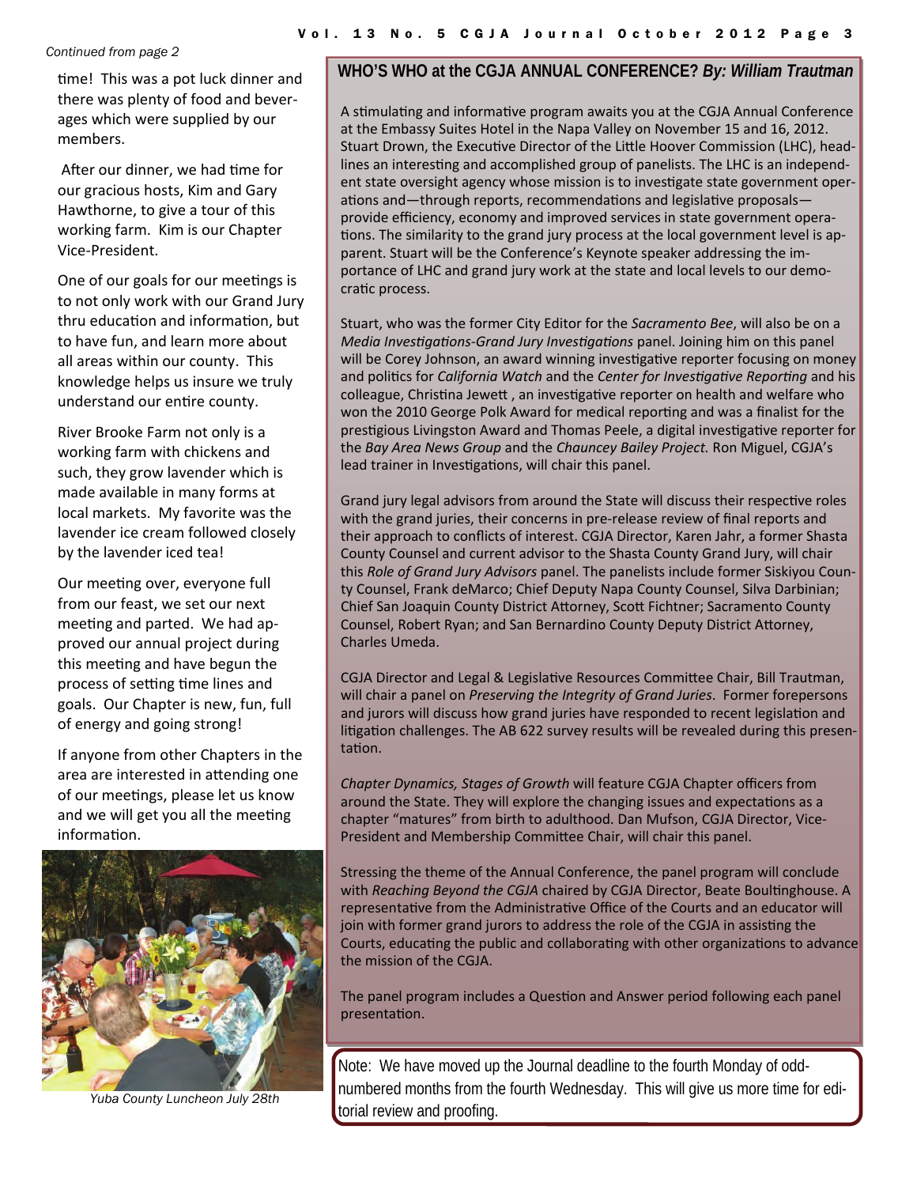*Continued from page 2*

time! This was a pot luck dinner and there was plenty of food and beverages which were supplied by our members.

After our dinner, we had time for our gracious hosts, Kim and Gary Hawthorne, to give a tour of this working farm. Kim is our Chapter Vice-President.

One of our goals for our meetings is to not only work with our Grand Jury thru education and information, but to have fun, and learn more about all areas within our county. This knowledge helps us insure we truly understand our entire county.

River Brooke Farm not only is a working farm with chickens and such, they grow lavender which is made available in many forms at local markets. My favorite was the lavender ice cream followed closely by the lavender iced tea!

Our meeting over, everyone full from our feast, we set our next meeting and parted. We had approved our annual project during this meeting and have begun the process of setting time lines and goals. Our Chapter is new, fun, full of energy and going strong!

If anyone from other Chapters in the area are interested in attending one of our meetings, please let us know and we will get you all the meeting information.

*Yuba County Luncheon July 28th*

## WHO'S WHO at the CGJA ANNUAL CONFERENCE? *By: William Trautman*

A stimulating and informative program awaits you at the CGJA Annual Conference at the Embassy Suites Hotel in the Napa Valley on November 15 and 16, 2012. Stuart Drown, the Executive Director of the Little Hoover Commission (LHC), headlines an interesting and accomplished group of panelists. The LHC is an independent state oversight agency whose mission is to investigate state government operations and—through reports, recommendations and legislative proposals—provide efficiency, economy and improved services in state government operations. The similarity to the grand jury process at the local government level is apparent. Stuart will be the Conference's Keynote speaker addressing the importance of LHC and grand jury work at the state and local levels to our democratic process.

Stuart, who was the former City Editor for the *Sacramento Bee*, will also be on a *Media Investigations-Grand Jury Investigations* panel. Joining him on this panel will be Corey Johnson, an award winning investigative reporter focusing on money and politics for *California Watch* and the *Center for Investigative Reporting* and his colleague, Christina Jewett , an investigative reporter on health and welfare who won the 2010 George Polk Award for medical reporting and was a finalist for the prestigious Livingston Award and Thomas Peele, a digital investigative reporter for the *Bay Area News Group* and the *Chauncey Bailey Project.* Ron Miguel, CGJA's lead trainer in Investigations, will chair this panel.

Grand jury legal advisors from around the State will discuss their respective roles with the grand juries, their concerns in pre-release review of final reports and their approach to conflicts of interest. CGJA Director, Karen Jahr, a former Shasta County Counsel and current advisor to the Shasta County Grand Jury, will chair this *Role of Grand Jury Advisors* panel. The panelists include former Siskiyou County Counsel, Frank deMarco; Chief Deputy Napa County Counsel, Silva Darbinian; Chief San Joaquin County District Attorney, Scott Fichtner; Sacramento County Counsel, Robert Ryan; and San Bernardino County Deputy District Attorney, Charles Umeda.

CGJA Director and Legal & Legislative Resources Committee Chair, Bill Trautman, will chair a panel on *Preserving the Integrity of Grand Juries*. Former forepersons and jurors will discuss how grand juries have responded to recent legislation and litigation challenges. The AB 622 survey results will be revealed during this presentation.

*Chapter Dynamics, Stages of Growth* will feature CGJA Chapter officers from around the State. They will explore the changing issues and expectations as a chapter "matures" from birth to adulthood. Dan Mufson, CGJA Director, Vice-President and Membership Committee Chair, will chair this panel.

Stressing the theme of the Annual Conference, the panel program will conclude with *Reaching Beyond the CGJA* chaired by CGJA Director, Beate Boultinghouse. A representative from the Administrative Office of the Courts and an educator will join with former grand jurors to address the role of the CGJA in assisting the Courts, educating the public and collaborating with other organizations to advance the mission of the CGJA.

The panel program includes a Question and Answer period following each panel presentation.

Note: We have moved up the Journal deadline to the fourth Monday of odd-numbered months from the fourth Wednesday. This will give us more time for editorial review and proofing.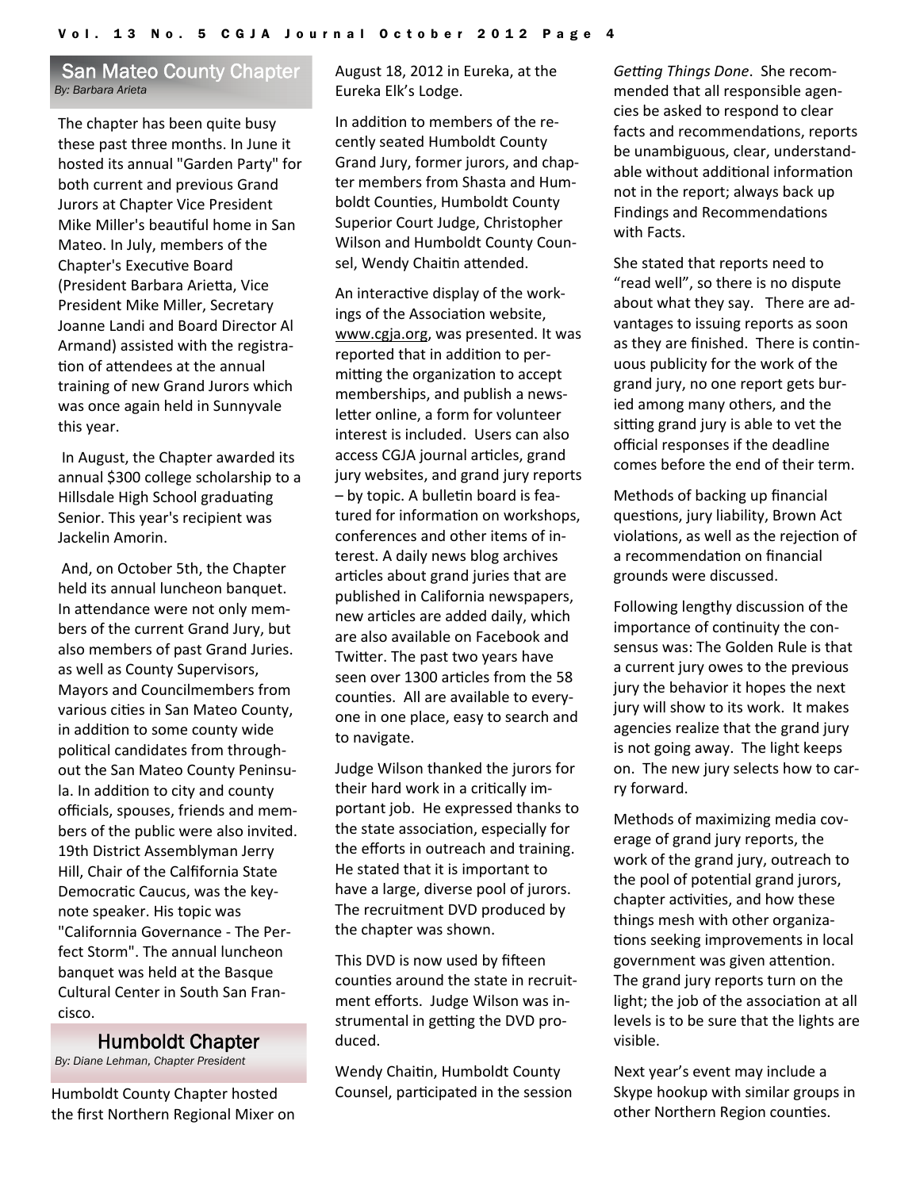## San Mateo County Chapter

*By: Barbara Arieta*

The chapter has been quite busy these past three months. In June it hosted its annual "Garden Party" for both current and previous Grand Jurors at Chapter Vice President Mike Miller's beautiful home in San Mateo. In July, members of the Chapter's Executive Board (President Barbara Arietta, Vice President Mike Miller, Secretary Joanne Landi and Board Director Al Armand) assisted with the registration of attendees at the annual training of new Grand Jurors which was once again held in Sunnyvale this year.

In August, the Chapter awarded its annual $300 college scholarship to a Hillsdale High School graduating Senior. This year's recipient was Jackelin Amorin.

And, on October 5th, the Chapter held its annual luncheon banquet. In attendance were not only members of the current Grand Jury, but also members of past Grand Juries. as well as County Supervisors, Mayors and Councilmembers from various cities in San Mateo County, in addition to some county wide political candidates from throughout the San Mateo County Peninsula. In addition to city and county officials, spouses, friends and members of the public were also invited. 19th District Assemblyman Jerry Hill, Chair of the Calfifornia State Democratic Caucus, was the keynote speaker. His topic was "Californnia Governance - The Perfect Storm". The annual luncheon banquet was held at the Basque Cultural Center in South San Francisco.

## Humboldt Chapter

*By: Diane Lehman, Chapter President*

Humboldt County Chapter hosted the first Northern Regional Mixer on August 18, 2012 in Eureka, at the Eureka Elk's Lodge.

In addition to members of the recently seated Humboldt County Grand Jury, former jurors, and chapter members from Shasta and Humboldt Counties, Humboldt County Superior Court Judge, Christopher Wilson and Humboldt County Counsel, Wendy Chaitin attended.

An interactive display of the workings of the Association website, www.cgja.org, was presented. It was reported that in addition to permitting the organization to accept memberships, and publish a newsletter online, a form for volunteer interest is included. Users can also access CGJA journal articles, grand jury websites, and grand jury reports – by topic. A bulletin board is featured for information on workshops, conferences and other items of interest. A daily news blog archives articles about grand juries that are published in California newspapers, new articles are added daily, which are also available on Facebook and Twitter. The past two years have seen over 1300 articles from the 58 counties. All are available to everyone in one place, easy to search and to navigate.

Judge Wilson thanked the jurors for their hard work in a critically important job. He expressed thanks to the state association, especially for the efforts in outreach and training. He stated that it is important to have a large, diverse pool of jurors. The recruitment DVD produced by the chapter was shown.

This DVD is now used by fifteen counties around the state in recruitment efforts. Judge Wilson was instrumental in getting the DVD produced.

Wendy Chaitin, Humboldt County Counsel, participated in the session *Getting Things Done*. She recommended that all responsible agencies be asked to respond to clear facts and recommendations, reports be unambiguous, clear, understandable without additional information not in the report; always back up Findings and Recommendations with Facts.

She stated that reports need to "read well", so there is no dispute about what they say. There are advantages to issuing reports as soon as they are finished. There is continuous publicity for the work of the grand jury, no one report gets buried among many others, and the sitting grand jury is able to vet the official responses if the deadline comes before the end of their term.

Methods of backing up financial questions, jury liability, Brown Act violations, as well as the rejection of a recommendation on financial grounds were discussed.

Following lengthy discussion of the importance of continuity the consensus was: The Golden Rule is that a current jury owes to the previous jury the behavior it hopes the next jury will show to its work. It makes agencies realize that the grand jury is not going away. The light keeps on. The new jury selects how to carry forward.

Methods of maximizing media coverage of grand jury reports, the work of the grand jury, outreach to the pool of potential grand jurors, chapter activities, and how these things mesh with other organizations seeking improvements in local government was given attention. The grand jury reports turn on the light; the job of the association at all levels is to be sure that the lights are visible.

Next year's event may include a Skype hookup with similar groups in other Northern Region counties.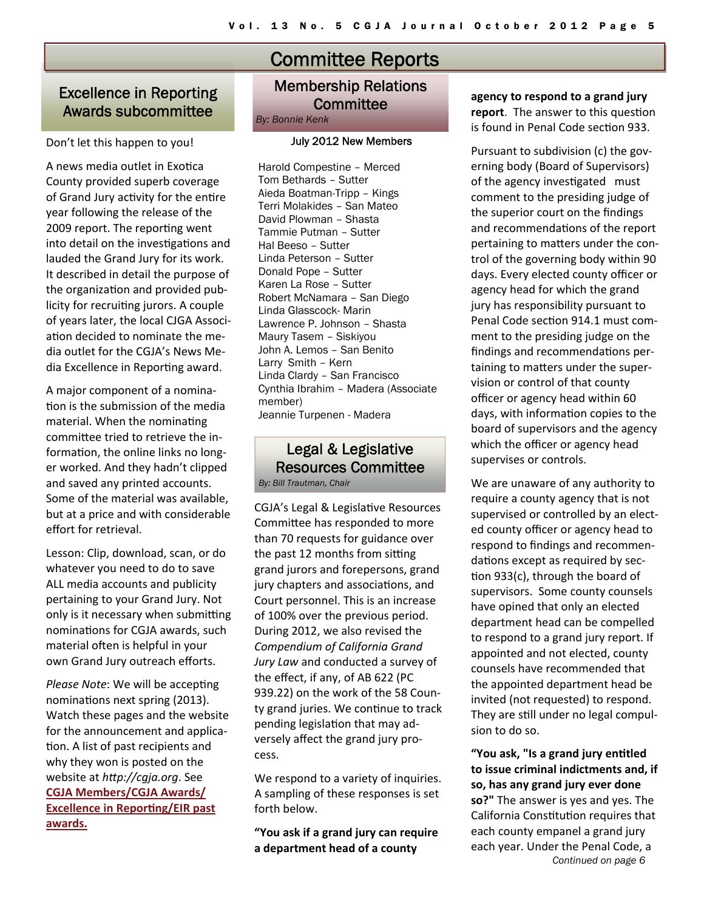# Committee Reports

## Excellence in Reporting Awards subcommittee

Don't let this happen to you!

A news media outlet in Exotica County provided superb coverage of Grand Jury activity for the entire year following the release of the 2009 report. The reporting went into detail on the investigations and lauded the Grand Jury for its work. It described in detail the purpose of the organization and provided publicity for recruiting jurors. A couple of years later, the local CJGA Association decided to nominate the media outlet for the CGJA's News Media Excellence in Reporting award.

A major component of a nomination is the submission of the media material. When the nominating committee tried to retrieve the information, the online links no longer worked. And they hadn't clipped and saved any printed accounts. Some of the material was available, but at a price and with considerable effort for retrieval.

Lesson: Clip, download, scan, or do whatever you need to do to save ALL media accounts and publicity pertaining to your Grand Jury. Not only is it necessary when submitting nominations for CGJA awards, such material often is helpful in your own Grand Jury outreach efforts.

*Please Note*: We will be accepting nominations next spring (2013). Watch these pages and the website for the announcement and application. A list of past recipients and why they won is posted on the website at *http://cgja.org*. See **CGJA Members/CGJA Awards/ Excellence in Reporting/EIR past awards.**

## Membership Relations Committee

*By: Bonnie Kenk*

### July 2012 New Members

Harold Compestine – Merced
Tom Bethards – Sutter
Aieda Boatman-Tripp – Kings
Terri Molakides – San Mateo
David Plowman – Shasta
Tammie Putman – Sutter
Hal Beeso – Sutter
Linda Peterson – Sutter
Donald Pope – Sutter
Karen La Rose – Sutter
Robert McNamara – San Diego
Linda Glasscock- Marin
Lawrence P. Johnson – Shasta
Maury Tasem – Siskiyou
John A. Lemos – San Benito
Larry Smith – Kern
Linda Clardy – San Francisco
Cynthia Ibrahim – Madera (Associate member)
Jeannie Turpenen - Madera

## Legal & Legislative Resources Committee

*By: Bill Trautman, Chair*

CGJA's Legal & Legislative Resources Committee has responded to more than 70 requests for guidance over the past 12 months from sitting grand jurors and forepersons, grand jury chapters and associations, and Court personnel. This is an increase of 100% over the previous period. During 2012, we also revised the *Compendium of California Grand Jury Law* and conducted a survey of the effect, if any, of AB 622 (PC 939.22) on the work of the 58 County grand juries. We continue to track pending legislation that may adversely affect the grand jury process.

We respond to a variety of inquiries. A sampling of these responses is set forth below.

**"You ask if a grand jury can require a department head of a county agency to respond to a grand jury report**. The answer to this question is found in Penal Code section 933.

Pursuant to subdivision (c) the governing body (Board of Supervisors) of the agency investigated must comment to the presiding judge of the superior court on the findings and recommendations of the report pertaining to matters under the control of the governing body within 90 days. Every elected county officer or agency head for which the grand jury has responsibility pursuant to Penal Code section 914.1 must comment to the presiding judge on the findings and recommendations pertaining to matters under the supervision or control of that county officer or agency head within 60 days, with information copies to the board of supervisors and the agency which the officer or agency head supervises or controls.

We are unaware of any authority to require a county agency that is not supervised or controlled by an elected county officer or agency head to respond to findings and recommendations except as required by section 933(c), through the board of supervisors. Some county counsels have opined that only an elected department head can be compelled to respond to a grand jury report. If appointed and not elected, county counsels have recommended that the appointed department head be invited (not requested) to respond. They are still under no legal compulsion to do so.

**"You ask, "Is a grand jury entitled to issue criminal indictments and, if so, has any grand jury ever done so?"** The answer is yes and yes. The California Constitution requires that each county empanel a grand jury each year. Under the Penal Code, a

*Continued on page 6*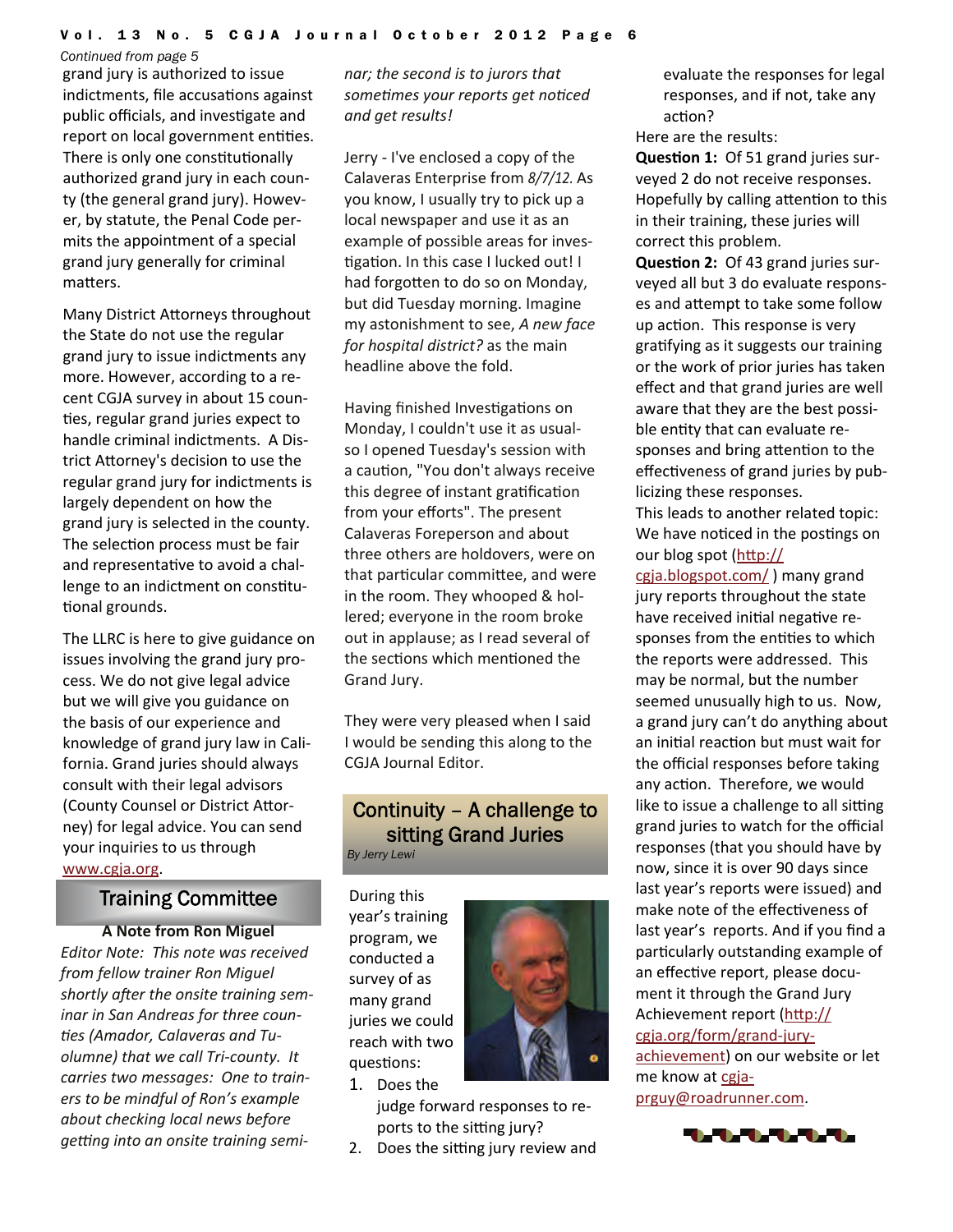*Continued from page 5*

grand jury is authorized to issue indictments, file accusations against public officials, and investigate and report on local government entities. There is only one constitutionally authorized grand jury in each county (the general grand jury). However, by statute, the Penal Code permits the appointment of a special grand jury generally for criminal matters.

Many District Attorneys throughout the State do not use the regular grand jury to issue indictments any more. However, according to a recent CGJA survey in about 15 counties, regular grand juries expect to handle criminal indictments. A District Attorney's decision to use the regular grand jury for indictments is largely dependent on how the grand jury is selected in the county. The selection process must be fair and representative to avoid a challenge to an indictment on constitutional grounds.

The LLRC is here to give guidance on issues involving the grand jury process. We do not give legal advice but we will give you guidance on the basis of our experience and knowledge of grand jury law in California. Grand juries should always consult with their legal advisors (County Counsel or District Attorney) for legal advice. You can send your inquiries to us through www.cgja.org.

## Training Committee

**A Note from Ron Miguel**

*Editor Note: This note was received from fellow trainer Ron Miguel shortly after the onsite training seminar in San Andreas for three counties (Amador, Calaveras and Tuolumne) that we call Tri-county. It carries two messages: One to trainers to be mindful of Ron's example about checking local news before getting into an onsite training seminar; the second is to jurors that sometimes your reports get noticed and get results!*

Jerry - I've enclosed a copy of the Calaveras Enterprise from *8/7/12.* As you know, I usually try to pick up a local newspaper and use it as an example of possible areas for investigation. In this case I lucked out! I had forgotten to do so on Monday, but did Tuesday morning. Imagine my astonishment to see, *A new face for hospital district?* as the main headline above the fold.

Having finished Investigations on Monday, I couldn't use it as usual- so I opened Tuesday's session with a caution, "You don't always receive this degree of instant gratification from your efforts". The present Calaveras Foreperson and about three others are holdovers, were on that particular committee, and were in the room. They whooped & hollered; everyone in the room broke out in applause; as I read several of the sections which mentioned the Grand Jury.

They were very pleased when I said I would be sending this along to the CGJA Journal Editor.

## Continuity – A challenge to sitting Grand Juries

*By Jerry Lewi*

During this year's training program, we conducted a survey of as many grand juries we could reach with two questions:

1. Does the judge forward responses to reports to the sitting jury?
2. Does the sitting jury review and evaluate the responses for legal responses, and if not, take any action?

Here are the results:

**Question 1:** Of 51 grand juries surveyed 2 do not receive responses. Hopefully by calling attention to this in their training, these juries will correct this problem.

**Question 2:** Of 43 grand juries surveyed all but 3 do evaluate responses and attempt to take some follow up action. This response is very gratifying as it suggests our training or the work of prior juries has taken effect and that grand juries are well aware that they are the best possible entity that can evaluate responses and bring attention to the effectiveness of grand juries by publicizing these responses.

This leads to another related topic: We have noticed in the postings on our blog spot (http://cgja.blogspot.com/ ) many grand jury reports throughout the state have received initial negative responses from the entities to which the reports were addressed. This may be normal, but the number seemed unusually high to us. Now, a grand jury can't do anything about an initial reaction but must wait for the official responses before taking any action. Therefore, we would like to issue a challenge to all sitting grand juries to watch for the official responses (that you should have by now, since it is over 90 days since last year's reports were issued) and make note of the effectiveness of last year's reports. And if you find a particularly outstanding example of an effective report, please document it through the Grand Jury Achievement report (http://cgja.org/form/grand-jury-achievement) on our website or let me know at cgja-prguy@roadrunner.com.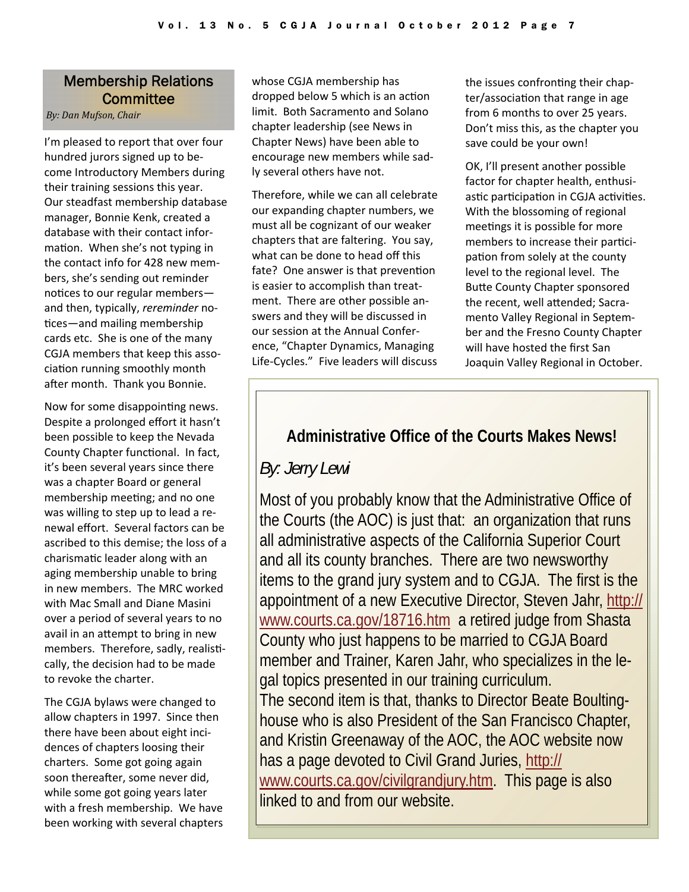## Membership Relations Committee

*By: Dan Mufson, Chair*

I'm pleased to report that over four hundred jurors signed up to become Introductory Members during their training sessions this year. Our steadfast membership database manager, Bonnie Kenk, created a database with their contact information. When she's not typing in the contact info for 428 new members, she's sending out reminder notices to our regular members—and then, typically, *rereminder* notices—and mailing membership cards etc. She is one of the many CGJA members that keep this association running smoothly month after month. Thank you Bonnie.

Now for some disappointing news. Despite a prolonged effort it hasn't been possible to keep the Nevada County Chapter functional. In fact, it's been several years since there was a chapter Board or general membership meeting; and no one was willing to step up to lead a renewal effort. Several factors can be ascribed to this demise; the loss of a charismatic leader along with an aging membership unable to bring in new members. The MRC worked with Mac Small and Diane Masini over a period of several years to no avail in an attempt to bring in new members. Therefore, sadly, realistically, the decision had to be made to revoke the charter.

The CGJA bylaws were changed to allow chapters in 1997. Since then there have been about eight incidences of chapters loosing their charters. Some got going again soon thereafter, some never did, while some got going years later with a fresh membership. We have been working with several chapters whose CGJA membership has dropped below 5 which is an action limit. Both Sacramento and Solano chapter leadership (see News in Chapter News) have been able to encourage new members while sadly several others have not.

Therefore, while we can all celebrate our expanding chapter numbers, we must all be cognizant of our weaker chapters that are faltering. You say, what can be done to head off this fate? One answer is that prevention is easier to accomplish than treatment. There are other possible answers and they will be discussed in our session at the Annual Conference, "Chapter Dynamics, Managing Life-Cycles." Five leaders will discuss the issues confronting their chapter/association that range in age from 6 months to over 25 years. Don't miss this, as the chapter you save could be your own!

OK, I'll present another possible factor for chapter health, enthusiastic participation in CGJA activities. With the blossoming of regional meetings it is possible for more members to increase their participation from solely at the county level to the regional level. The Butte County Chapter sponsored the recent, well attended; Sacramento Valley Regional in September and the Fresno County Chapter will have hosted the first San Joaquin Valley Regional in October.

## Administrative Office of the Courts Makes News!

*By: Jerry Lewi*

Most of you probably know that the Administrative Office of the Courts (the AOC) is just that: an organization that runs all administrative aspects of the California Superior Court and all its county branches. There are two newsworthy items to the grand jury system and to CGJA. The first is the appointment of a new Executive Director, Steven Jahr, http://www.courts.ca.gov/18716.htm a retired judge from Shasta County who just happens to be married to CGJA Board member and Trainer, Karen Jahr, who specializes in the legal topics presented in our training curriculum.

The second item is that, thanks to Director Beate Boultinghouse who is also President of the San Francisco Chapter, and Kristin Greenaway of the AOC, the AOC website now has a page devoted to Civil Grand Juries, http://www.courts.ca.gov/civilgrandjury.htm. This page is also linked to and from our website.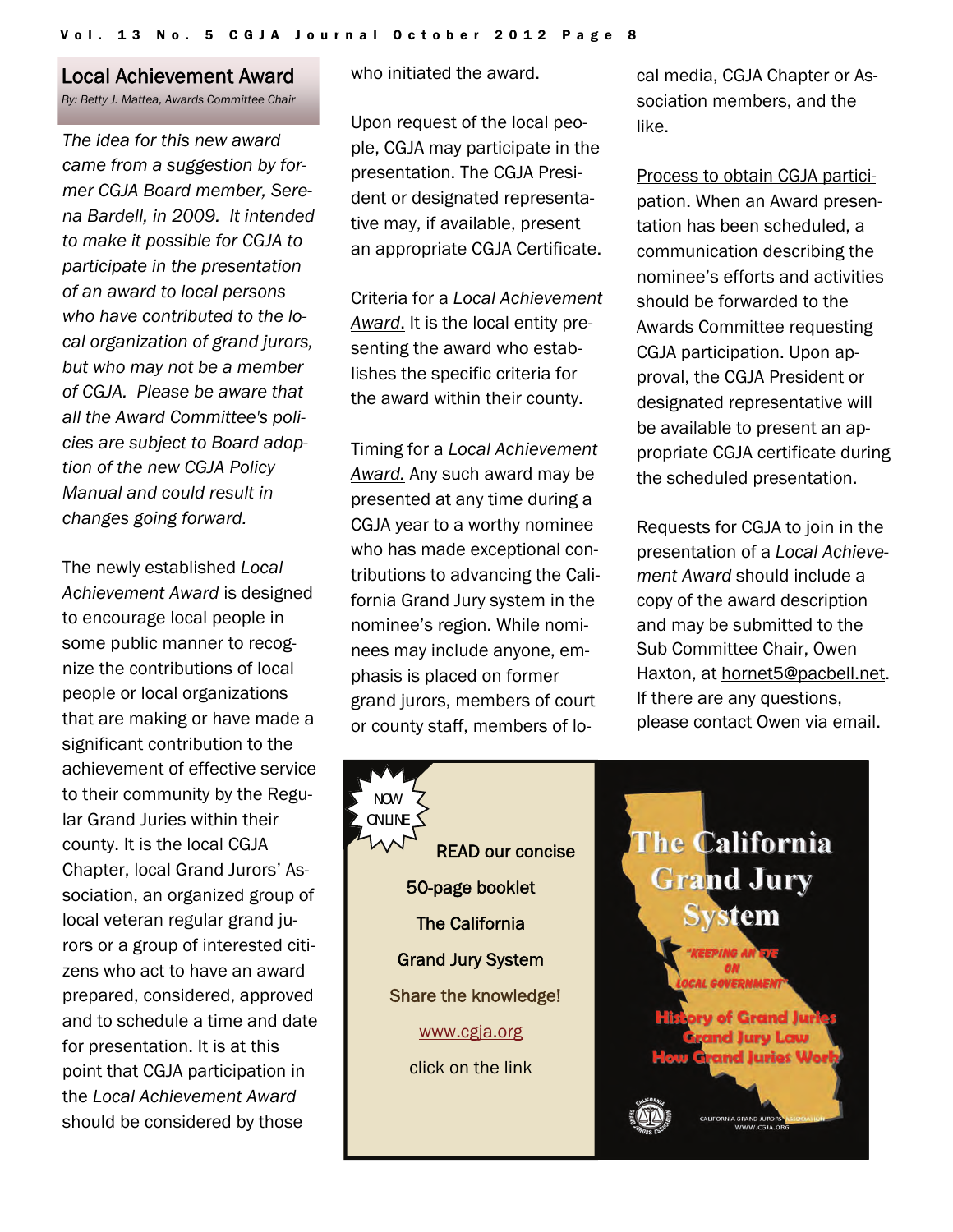## Local Achievement Award

*By: Betty J. Mattea, Awards Committee Chair*

*The idea for this new award came from a suggestion by former CGJA Board member, Serena Bardell, in 2009. It intended to make it possible for CGJA to participate in the presentation of an award to local persons who have contributed to the local organization of grand jurors, but who may not be a member of CGJA. Please be aware that all the Award Committee's policies are subject to Board adoption of the new CGJA Policy Manual and could result in changes going forward.*

The newly established *Local Achievement Award* is designed to encourage local people in some public manner to recognize the contributions of local people or local organizations that are making or have made a significant contribution to the achievement of effective service to their community by the Regular Grand Juries within their county. It is the local CGJA Chapter, local Grand Jurors' Association, an organized group of local veteran regular grand jurors or a group of interested citizens who act to have an award prepared, considered, approved and to schedule a time and date for presentation. It is at this point that CGJA participation in the *Local Achievement Award* should be considered by those who initiated the award.

Upon request of the local people, CGJA may participate in the presentation. The CGJA President or designated representative may, if available, present an appropriate CGJA Certificate.

Criteria for a *Local Achievement Award.* It is the local entity presenting the award who establishes the specific criteria for the award within their county.

Timing for a *Local Achievement Award.* Any such award may be presented at any time during a CGJA year to a worthy nominee who has made exceptional contributions to advancing the California Grand Jury system in the nominee's region. While nominees may include anyone, emphasis is placed on former grand jurors, members of court or county staff, members of local media, CGJA Chapter or Association members, and the like.

Process to obtain CGJA participation. When an Award presentation has been scheduled, a communication describing the nominee's efforts and activities should be forwarded to the Awards Committee requesting CGJA participation. Upon approval, the CGJA President or designated representative will be available to present an appropriate CGJA certificate during the scheduled presentation.

Requests for CGJA to join in the presentation of a *Local Achievement Award* should include a copy of the award description and may be submitted to the Sub Committee Chair, Owen Haxton, at hornet5@pacbell.net. If there are any questions, please contact Owen via email.

---

NOW ONLINE

READ our concise 50-page booklet **The California Grand Jury System**

Share the knowledge!

www.cgja.org

click on the link

**The California Grand Jury System**

"KEEPING AN EYE ON LOCAL GOVERNMENT"

History of Grand Juries
Grand Jury Law
How Grand Juries Work

CALIFORNIA GRAND JURORS' ASSOCIATION
WWW.CGJA.ORG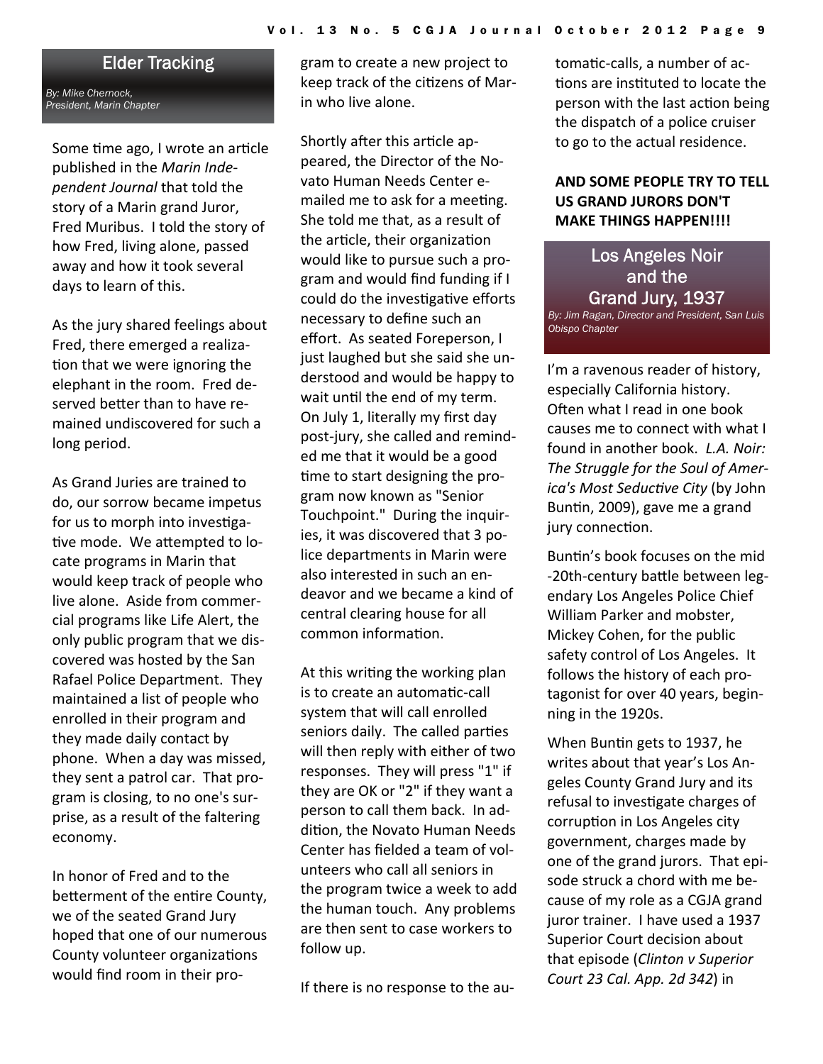## Elder Tracking

*By: Mike Chernock, President, Marin Chapter*

Some time ago, I wrote an article published in the *Marin Independent Journal* that told the story of a Marin grand Juror, Fred Muribus. I told the story of how Fred, living alone, passed away and how it took several days to learn of this.

As the jury shared feelings about Fred, there emerged a realization that we were ignoring the elephant in the room. Fred deserved better than to have remained undiscovered for such a long period.

As Grand Juries are trained to do, our sorrow became impetus for us to morph into investigative mode. We attempted to locate programs in Marin that would keep track of people who live alone. Aside from commercial programs like Life Alert, the only public program that we discovered was hosted by the San Rafael Police Department. They maintained a list of people who enrolled in their program and they made daily contact by phone. When a day was missed, they sent a patrol car. That program is closing, to no one's surprise, as a result of the faltering economy.

In honor of Fred and to the betterment of the entire County, we of the seated Grand Jury hoped that one of our numerous County volunteer organizations would find room in their program to create a new project to keep track of the citizens of Marin who live alone.

Shortly after this article appeared, the Director of the Novato Human Needs Center e-mailed me to ask for a meeting. She told me that, as a result of the article, their organization would like to pursue such a program and would find funding if I could do the investigative efforts necessary to define such an effort. As seated Foreperson, I just laughed but she said she understood and would be happy to wait until the end of my term. On July 1, literally my first day post-jury, she called and reminded me that it would be a good time to start designing the program now known as "Senior Touchpoint." During the inquiries, it was discovered that 3 police departments in Marin were also interested in such an endeavor and we became a kind of central clearing house for all common information.

At this writing the working plan is to create an automatic-call system that will call enrolled seniors daily. The called parties will then reply with either of two responses. They will press "1" if they are OK or "2" if they want a person to call them back. In addition, the Novato Human Needs Center has fielded a team of volunteers who call all seniors in the program twice a week to add the human touch. Any problems are then sent to case workers to follow up.

If there is no response to the automatic-calls, a number of actions are instituted to locate the person with the last action being the dispatch of a police cruiser to go to the actual residence.

**AND SOME PEOPLE TRY TO TELL US GRAND JURORS DON'T MAKE THINGS HAPPEN!!!!**

## Los Angeles Noir and the Grand Jury, 1937

*By: Jim Ragan, Director and President, San Luis Obispo Chapter*

I'm a ravenous reader of history, especially California history. Often what I read in one book causes me to connect with what I found in another book. *L.A. Noir: The Struggle for the Soul of America's Most Seductive City* (by John Buntin, 2009), gave me a grand jury connection.

Buntin's book focuses on the mid-20th-century battle between legendary Los Angeles Police Chief William Parker and mobster, Mickey Cohen, for the public safety control of Los Angeles. It follows the history of each protagonist for over 40 years, beginning in the 1920s.

When Buntin gets to 1937, he writes about that year's Los Angeles County Grand Jury and its refusal to investigate charges of corruption in Los Angeles city government, charges made by one of the grand jurors. That episode struck a chord with me because of my role as a CGJA grand juror trainer. I have used a 1937 Superior Court decision about that episode (*Clinton v Superior Court 23 Cal. App. 2d 342*) in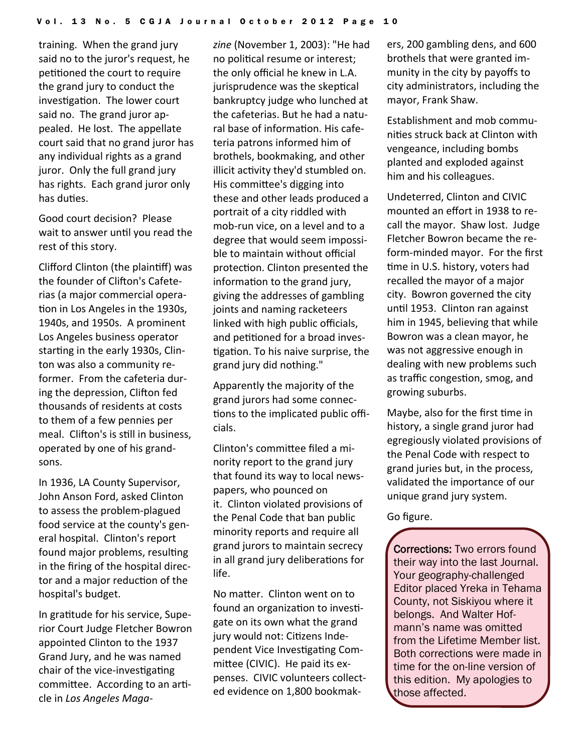training. When the grand jury said no to the juror's request, he petitioned the court to require the grand jury to conduct the investigation. The lower court said no. The grand juror appealed. He lost. The appellate court said that no grand juror has any individual rights as a grand juror. Only the full grand jury has rights. Each grand juror only has duties.

Good court decision? Please wait to answer until you read the rest of this story.

Clifford Clinton (the plaintiff) was the founder of Clifton's Cafeterias (a major commercial operation in Los Angeles in the 1930s, 1940s, and 1950s. A prominent Los Angeles business operator starting in the early 1930s, Clinton was also a community reformer. From the cafeteria during the depression, Clifton fed thousands of residents at costs to them of a few pennies per meal. Clifton's is still in business, operated by one of his grandsons.

In 1936, LA County Supervisor, John Anson Ford, asked Clinton to assess the problem-plagued food service at the county's general hospital. Clinton's report found major problems, resulting in the firing of the hospital director and a major reduction of the hospital's budget.

In gratitude for his service, Superior Court Judge Fletcher Bowron appointed Clinton to the 1937 Grand Jury, and he was named chair of the vice-investigating committee. According to an article in *Los Angeles Magazine* (November 1, 2003): "He had no political resume or interest; the only official he knew in L.A. jurisprudence was the skeptical bankruptcy judge who lunched at the cafeterias. But he had a natural base of information. His cafeteria patrons informed him of brothels, bookmaking, and other illicit activity they'd stumbled on. His committee's digging into these and other leads produced a portrait of a city riddled with mob-run vice, on a level and to a degree that would seem impossible to maintain without official protection. Clinton presented the information to the grand jury, giving the addresses of gambling joints and naming racketeers linked with high public officials, and petitioned for a broad investigation. To his naive surprise, the grand jury did nothing."

Apparently the majority of the grand jurors had some connections to the implicated public officials.

Clinton's committee filed a minority report to the grand jury that found its way to local newspapers, who pounced on it. Clinton violated provisions of the Penal Code that ban public minority reports and require all grand jurors to maintain secrecy in all grand jury deliberations for life.

No matter. Clinton went on to found an organization to investigate on its own what the grand jury would not: Citizens Independent Vice Investigating Committee (CIVIC). He paid its expenses. CIVIC volunteers collected evidence on 1,800 bookmakers, 200 gambling dens, and 600 brothels that were granted immunity in the city by payoffs to city administrators, including the mayor, Frank Shaw.

Establishment and mob communities struck back at Clinton with vengeance, including bombs planted and exploded against him and his colleagues.

Undeterred, Clinton and CIVIC mounted an effort in 1938 to recall the mayor. Shaw lost. Judge Fletcher Bowron became the reform-minded mayor. For the first time in U.S. history, voters had recalled the mayor of a major city. Bowron governed the city until 1953. Clinton ran against him in 1945, believing that while Bowron was a clean mayor, he was not aggressive enough in dealing with new problems such as traffic congestion, smog, and growing suburbs.

Maybe, also for the first time in history, a single grand juror had egregiously violated provisions of the Penal Code with respect to grand juries but, in the process, validated the importance of our unique grand jury system.

Go figure.

**Corrections:** Two errors found their way into the last Journal. Your geography-challenged Editor placed Yreka in Tehama County, not Siskiyou where it belongs. And Walter Hofmann's name was omitted from the Lifetime Member list. Both corrections were made in time for the on-line version of this edition. My apologies to those affected.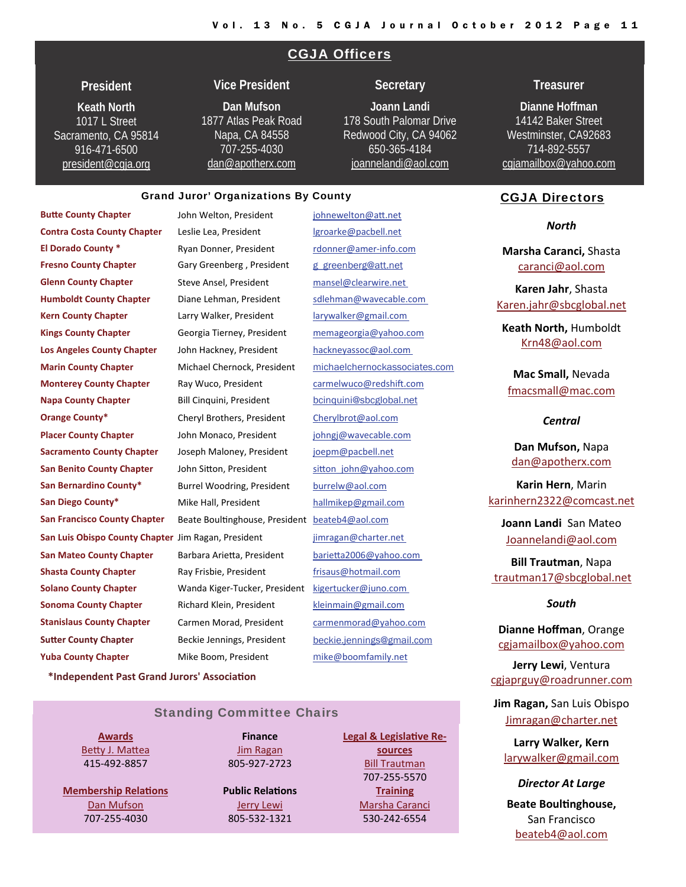## CGJA Officers

| President | Vice President | Secretary | Treasurer |
|---|---|---|---|
| **Keath North** | **Dan Mufson** | **Joann Landi** | **Dianne Hoffman** |
| 1017 L Street | 1877 Atlas Peak Road | 178 South Palomar Drive | 14142 Baker Street |
| Sacramento, CA 95814 | Napa, CA 84558 | Redwood City, CA 94062 | Westminster, CA92683 |
| 916-471-6500 | 707-255-4030 | 650-365-4184 | 714-892-5557 |
| president@cgja.org | dan@apotherx.com | joannelandi@aol.com | cgjamailbox@yahoo.com |

### Grand Juror' Organizations By County

| County | President | Email |
|---|---|---|
| Butte County Chapter | John Welton, President | johnewelton@att.net |
| Contra Costa County Chapter | Leslie Lea, President | lgroarke@pacbell.net |
| El Dorado County * | Ryan Donner, President | rdonner@amer-info.com |
| Fresno County Chapter | Gary Greenberg , President | g_greenberg@att.net |
| Glenn County Chapter | Steve Ansel, President | mansel@clearwire.net |
| Humboldt County Chapter | Diane Lehman, President | sdlehman@wavecable.com |
| Kern County Chapter | Larry Walker, President | larywalker@gmail.com |
| Kings County Chapter | Georgia Tierney, President | memageorgia@yahoo.com |
| Los Angeles County Chapter | John Hackney, President | hackneyassoc@aol.com |
| Marin County Chapter | Michael Chernock, President | michaelchernockassociates.com |
| Monterey County Chapter | Ray Wuco, President | carmelwuco@redshift.com |
| Napa County Chapter | Bill Cinquini, President | bcinquini@sbcglobal.net |
| Orange County* | Cheryl Brothers, President | Cherylbrot@aol.com |
| Placer County Chapter | John Monaco, President | johngj@wavecable.com |
| Sacramento County Chapter | Joseph Maloney, President | joepm@pacbell.net |
| San Benito County Chapter | John Sitton, President | sitton_john@yahoo.com |
| San Bernardino County* | Burrel Woodring, President | burrelw@aol.com |
| San Diego County* | Mike Hall, President | hallmikep@gmail.com |
| San Francisco County Chapter | Beate Boultinghouse, President | beateb4@aol.com |
| San Luis Obispo County Chapter | Jim Ragan, President | jimragan@charter.net |
| San Mateo County Chapter | Barbara Arietta, President | barietta2006@yahoo.com |
| Shasta County Chapter | Ray Frisbie, President | frisaus@hotmail.com |
| Solano County Chapter | Wanda Kiger-Tucker, President | kigertucker@juno.com |
| Sonoma County Chapter | Richard Klein, President | kleinmain@gmail.com |
| Stanislaus County Chapter | Carmen Morad, President | carmenmorad@yahoo.com |
| Sutter County Chapter | Beckie Jennings, President | beckie.jennings@gmail.com |
| Yuba County Chapter | Mike Boom, President | mike@boomfamily.net |

***Independent Past Grand Jurors' Association**

### Standing Committee Chairs

| Awards | Finance | Legal & Legislative Resources |
|---|---|---|
| Betty J. Mattea | Jim Ragan | Bill Trautman |
| 415-492-8857 | 805-927-2723 | 707-255-5570 |
| **Membership Relations** | **Public Relations** | **Training** |
| Dan Mufson | Jerry Lewi | Marsha Caranci |
| 707-255-4030 | 805-532-1321 | 530-242-6554 |

## CGJA Directors

*North*

**Marsha Caranci,** Shasta
caranci@aol.com

**Karen Jahr**, Shasta
Karen.jahr@sbcglobal.net

**Keath North,** Humboldt
Krn48@aol.com

**Mac Small,** Nevada
fmacsmall@mac.com

*Central*

**Dan Mufson,** Napa
dan@apotherx.com

**Karin Hern**, Marin
karinhern2322@comcast.net

**Joann Landi** San Mateo
Joannelandi@aol.com

**Bill Trautman**, Napa
trautman17@sbcglobal.net

*South*

**Dianne Hoffman**, Orange
cgjamailbox@yahoo.com

**Jerry Lewi**, Ventura
cgjaprguy@roadrunner.com

**Jim Ragan,** San Luis Obispo
Jimragan@charter.net

**Larry Walker, Kern**
larywalker@gmail.com

*Director At Large*

**Beate Boultinghouse,**
San Francisco
beateb4@aol.com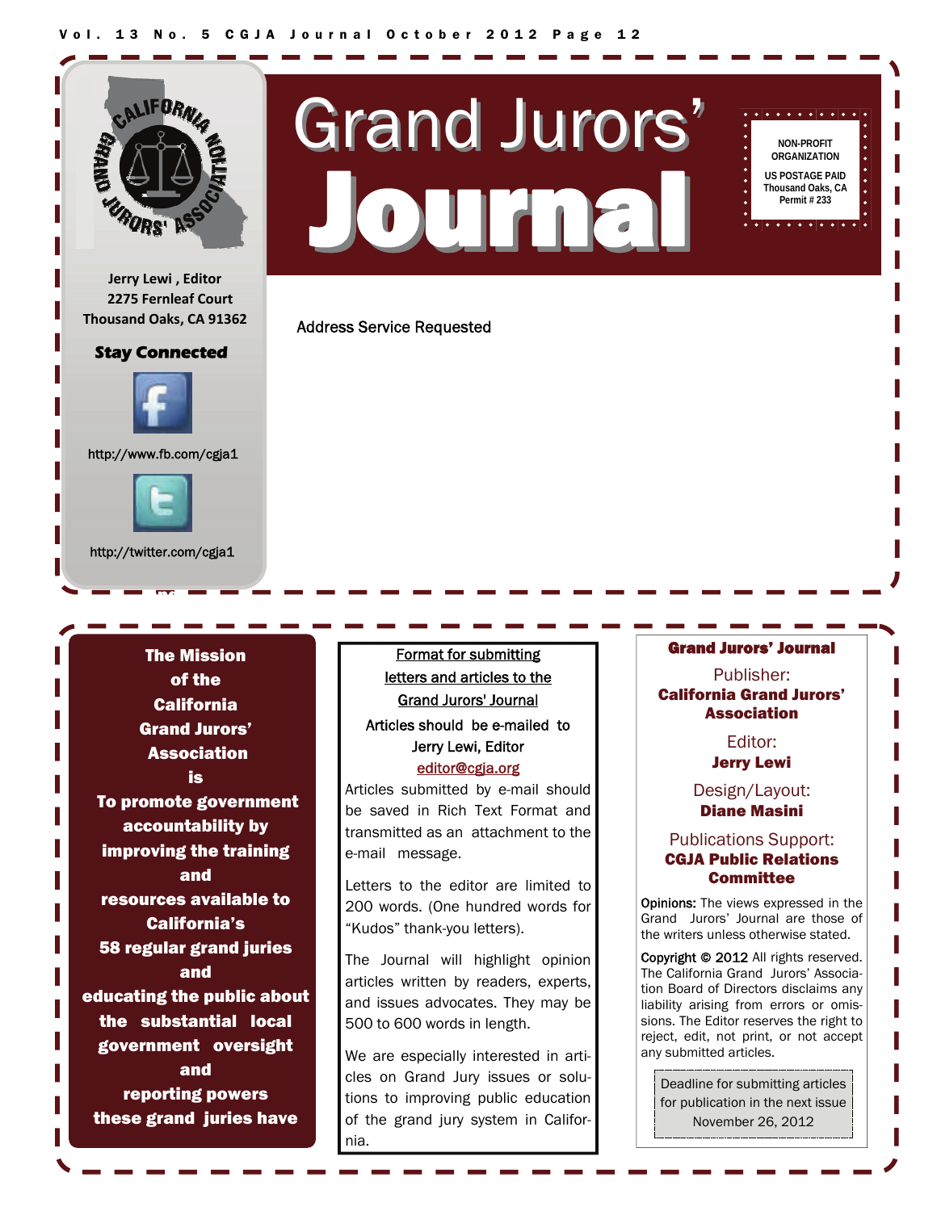Jerry Lewi , Editor
2275 Fernleaf Court
Thousand Oaks, CA 91362

**Stay Connected**

http://www.fb.com/cgja1

http://twitter.com/cgja1

# Grand Jurors' Journal

NON-PROFIT ORGANIZATION
US POSTAGE PAID
Thousand Oaks, CA
Permit # 233

Address Service Requested

**The Mission of the California Grand Jurors' Association is To promote government accountability by improving the training and resources available to California's 58 regular grand juries and educating the public about the substantial local government oversight and reporting powers these grand juries have**

## Format for submitting letters and articles to the Grand Jurors' Journal

Articles should be e-mailed to Jerry Lewi, Editor
editor@cgja.org

Articles submitted by e-mail should be saved in Rich Text Format and transmitted as an attachment to the e-mail message.

Letters to the editor are limited to 200 words. (One hundred words for "Kudos" thank-you letters).

The Journal will highlight opinion articles written by readers, experts, and issues advocates. They may be 500 to 600 words in length.

We are especially interested in articles on Grand Jury issues or solutions to improving public education of the grand jury system in California.

## Grand Jurors' Journal

Publisher:
**California Grand Jurors' Association**

Editor:
**Jerry Lewi**

Design/Layout:
**Diane Masini**

Publications Support:
**CGJA Public Relations Committee**

**Opinions:** The views expressed in the Grand Jurors' Journal are those of the writers unless otherwise stated.

**Copyright © 2012** All rights reserved. The California Grand Jurors' Association Board of Directors disclaims any liability arising from errors or omissions. The Editor reserves the right to reject, edit, not print, or not accept any submitted articles.

Deadline for submitting articles for publication in the next issue November 26, 2012